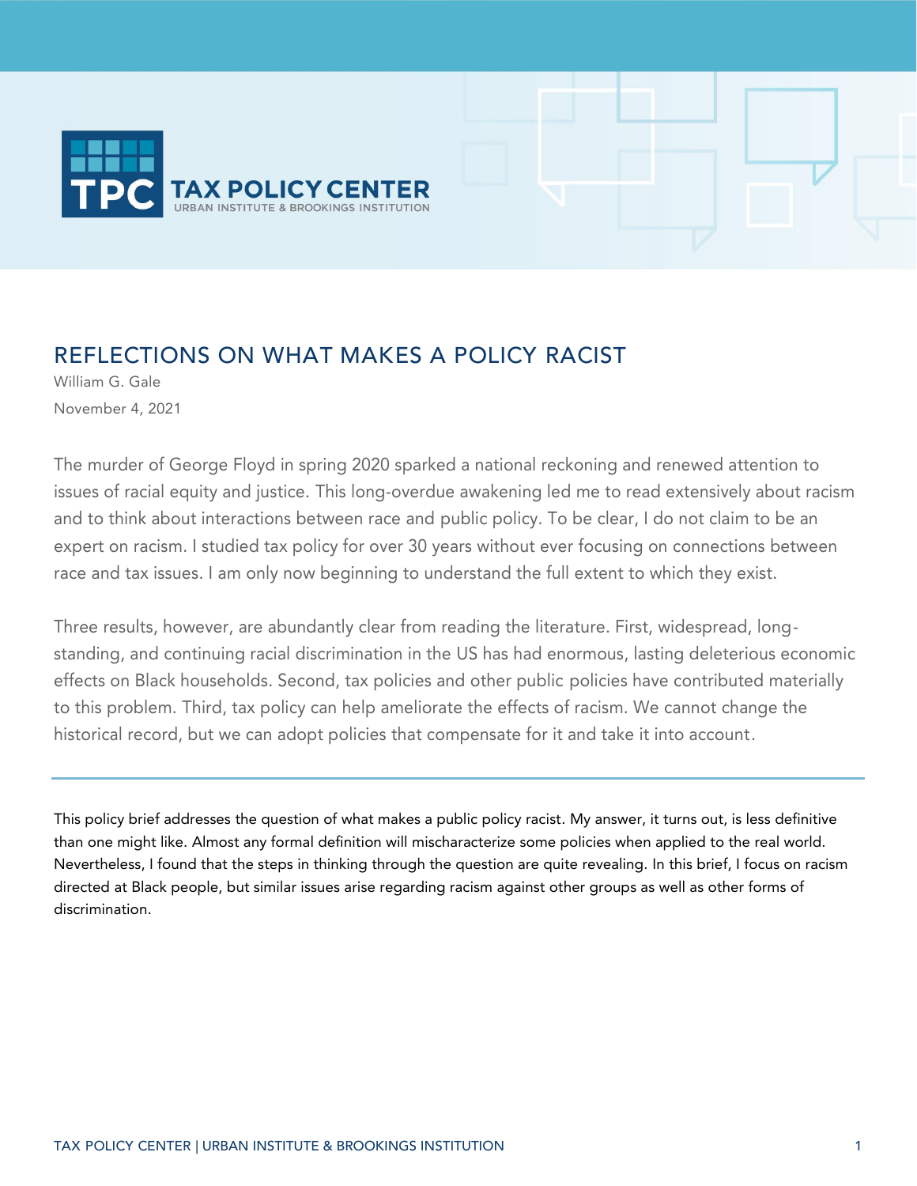# REFLECTIONS ON WHAT MAKES A POLICY RACIST

William G. Gale

November 4, 2021

The murder of George Floyd in spring 2020 sparked a national reckoning and renewed attention to issues of racial equity and justice. This long-overdue awakening led me to read extensively about racism and to think about interactions between race and public policy. To be clear, I do not claim to be an expert on racism. I studied tax policy for over 30 years without ever focusing on connections between race and tax issues. I am only now beginning to understand the full extent to which they exist.

Three results, however, are abundantly clear from reading the literature. First, widespread, long-standing, and continuing racial discrimination in the US has had enormous, lasting deleterious economic effects on Black households. Second, tax policies and other public policies have contributed materially to this problem. Third, tax policy can help ameliorate the effects of racism. We cannot change the historical record, but we can adopt policies that compensate for it and take it into account.

---

This policy brief addresses the question of what makes a public policy racist. My answer, it turns out, is less definitive than one might like. Almost any formal definition will mischaracterize some policies when applied to the real world. Nevertheless, I found that the steps in thinking through the question are quite revealing. In this brief, I focus on racism directed at Black people, but similar issues arise regarding racism against other groups as well as other forms of discrimination.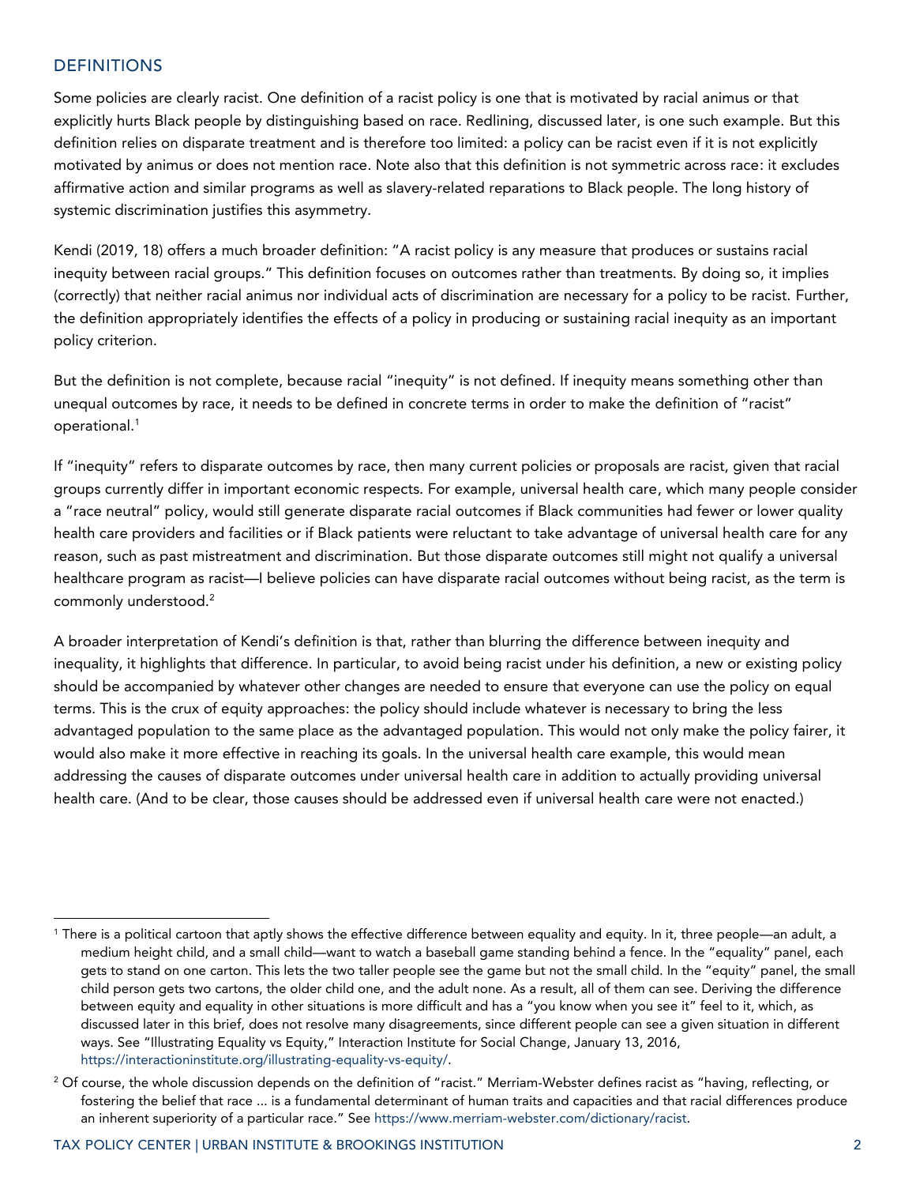## DEFINITIONS

Some policies are clearly racist. One definition of a racist policy is one that is motivated by racial animus or that explicitly hurts Black people by distinguishing based on race. Redlining, discussed later, is one such example. But this definition relies on disparate treatment and is therefore too limited: a policy can be racist even if it is not explicitly motivated by animus or does not mention race. Note also that this definition is not symmetric across race: it excludes affirmative action and similar programs as well as slavery-related reparations to Black people. The long history of systemic discrimination justifies this asymmetry.

Kendi (2019, 18) offers a much broader definition: "A racist policy is any measure that produces or sustains racial inequity between racial groups." This definition focuses on outcomes rather than treatments. By doing so, it implies (correctly) that neither racial animus nor individual acts of discrimination are necessary for a policy to be racist. Further, the definition appropriately identifies the effects of a policy in producing or sustaining racial inequity as an important policy criterion.

But the definition is not complete, because racial "inequity" is not defined. If inequity means something other than unequal outcomes by race, it needs to be defined in concrete terms in order to make the definition of "racist" operational.[1]

If "inequity" refers to disparate outcomes by race, then many current policies or proposals are racist, given that racial groups currently differ in important economic respects. For example, universal health care, which many people consider a "race neutral" policy, would still generate disparate racial outcomes if Black communities had fewer or lower quality health care providers and facilities or if Black patients were reluctant to take advantage of universal health care for any reason, such as past mistreatment and discrimination. But those disparate outcomes still might not qualify a universal healthcare program as racist—I believe policies can have disparate racial outcomes without being racist, as the term is commonly understood.[2]

A broader interpretation of Kendi's definition is that, rather than blurring the difference between inequity and inequality, it highlights that difference. In particular, to avoid being racist under his definition, a new or existing policy should be accompanied by whatever other changes are needed to ensure that everyone can use the policy on equal terms. This is the crux of equity approaches: the policy should include whatever is necessary to bring the less advantaged population to the same place as the advantaged population. This would not only make the policy fairer, it would also make it more effective in reaching its goals. In the universal health care example, this would mean addressing the causes of disparate outcomes under universal health care in addition to actually providing universal health care. (And to be clear, those causes should be addressed even if universal health care were not enacted.)

---

[1] There is a political cartoon that aptly shows the effective difference between equality and equity. In it, three people—an adult, a medium height child, and a small child—want to watch a baseball game standing behind a fence. In the "equality" panel, each gets to stand on one carton. This lets the two taller people see the game but not the small child. In the "equity" panel, the small child person gets two cartons, the older child one, and the adult none. As a result, all of them can see. Deriving the difference between equity and equality in other situations is more difficult and has a "you know when you see it" feel to it, which, as discussed later in this brief, does not resolve many disagreements, since different people can see a given situation in different ways. See "Illustrating Equality vs Equity," Interaction Institute for Social Change, January 13, 2016, https://interactioninstitute.org/illustrating-equality-vs-equity/.

[2] Of course, the whole discussion depends on the definition of "racist." Merriam-Webster defines racist as "having, reflecting, or fostering the belief that race … is a fundamental determinant of human traits and capacities and that racial differences produce an inherent superiority of a particular race." See https://www.merriam-webster.com/dictionary/racist.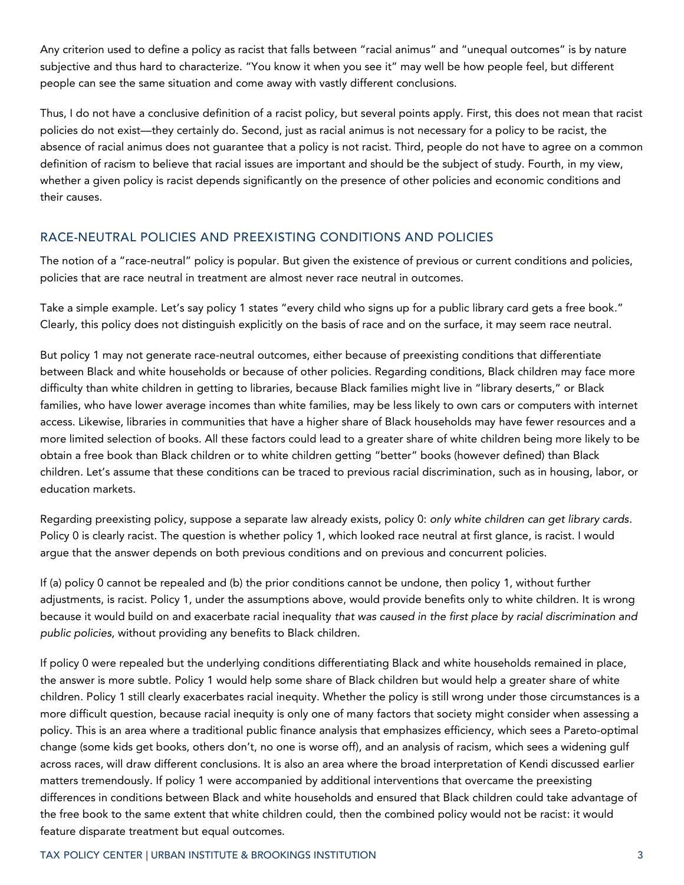Any criterion used to define a policy as racist that falls between "racial animus" and "unequal outcomes" is by nature subjective and thus hard to characterize. "You know it when you see it" may well be how people feel, but different people can see the same situation and come away with vastly different conclusions.

Thus, I do not have a conclusive definition of a racist policy, but several points apply. First, this does not mean that racist policies do not exist—they certainly do. Second, just as racial animus is not necessary for a policy to be racist, the absence of racial animus does not guarantee that a policy is not racist. Third, people do not have to agree on a common definition of racism to believe that racial issues are important and should be the subject of study. Fourth, in my view, whether a given policy is racist depends significantly on the presence of other policies and economic conditions and their causes.

## RACE-NEUTRAL POLICIES AND PREEXISTING CONDITIONS AND POLICIES

The notion of a "race-neutral" policy is popular. But given the existence of previous or current conditions and policies, policies that are race neutral in treatment are almost never race neutral in outcomes.

Take a simple example. Let's say policy 1 states "every child who signs up for a public library card gets a free book." Clearly, this policy does not distinguish explicitly on the basis of race and on the surface, it may seem race neutral.

But policy 1 may not generate race-neutral outcomes, either because of preexisting conditions that differentiate between Black and white households or because of other policies. Regarding conditions, Black children may face more difficulty than white children in getting to libraries, because Black families might live in "library deserts," or Black families, who have lower average incomes than white families, may be less likely to own cars or computers with internet access. Likewise, libraries in communities that have a higher share of Black households may have fewer resources and a more limited selection of books. All these factors could lead to a greater share of white children being more likely to be obtain a free book than Black children or to white children getting "better" books (however defined) than Black children. Let's assume that these conditions can be traced to previous racial discrimination, such as in housing, labor, or education markets.

Regarding preexisting policy, suppose a separate law already exists, policy 0: *only white children can get library cards*. Policy 0 is clearly racist. The question is whether policy 1, which looked race neutral at first glance, is racist. I would argue that the answer depends on both previous conditions and on previous and concurrent policies.

If (a) policy 0 cannot be repealed and (b) the prior conditions cannot be undone, then policy 1, without further adjustments, is racist. Policy 1, under the assumptions above, would provide benefits only to white children. It is wrong because it would build on and exacerbate racial inequality *that was caused in the first place by racial discrimination and public policies*, without providing any benefits to Black children.

If policy 0 were repealed but the underlying conditions differentiating Black and white households remained in place, the answer is more subtle. Policy 1 would help some share of Black children but would help a greater share of white children. Policy 1 still clearly exacerbates racial inequity. Whether the policy is still wrong under those circumstances is a more difficult question, because racial inequity is only one of many factors that society might consider when assessing a policy. This is an area where a traditional public finance analysis that emphasizes efficiency, which sees a Pareto-optimal change (some kids get books, others don't, no one is worse off), and an analysis of racism, which sees a widening gulf across races, will draw different conclusions. It is also an area where the broad interpretation of Kendi discussed earlier matters tremendously. If policy 1 were accompanied by additional interventions that overcame the preexisting differences in conditions between Black and white households and ensured that Black children could take advantage of the free book to the same extent that white children could, then the combined policy would not be racist: it would feature disparate treatment but equal outcomes.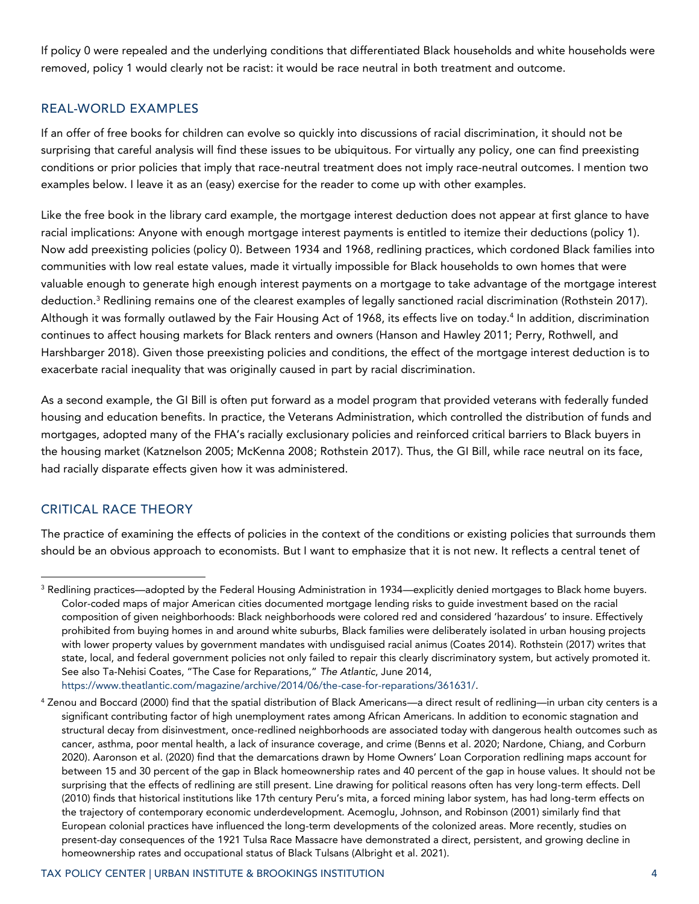If policy 0 were repealed and the underlying conditions that differentiated Black households and white households were removed, policy 1 would clearly not be racist: it would be race neutral in both treatment and outcome.

## REAL-WORLD EXAMPLES

If an offer of free books for children can evolve so quickly into discussions of racial discrimination, it should not be surprising that careful analysis will find these issues to be ubiquitous. For virtually any policy, one can find preexisting conditions or prior policies that imply that race-neutral treatment does not imply race-neutral outcomes. I mention two examples below. I leave it as an (easy) exercise for the reader to come up with other examples.

Like the free book in the library card example, the mortgage interest deduction does not appear at first glance to have racial implications: Anyone with enough mortgage interest payments is entitled to itemize their deductions (policy 1). Now add preexisting policies (policy 0). Between 1934 and 1968, redlining practices, which cordoned Black families into communities with low real estate values, made it virtually impossible for Black households to own homes that were valuable enough to generate high enough interest payments on a mortgage to take advantage of the mortgage interest deduction.[3] Redlining remains one of the clearest examples of legally sanctioned racial discrimination (Rothstein 2017). Although it was formally outlawed by the Fair Housing Act of 1968, its effects live on today.[4] In addition, discrimination continues to affect housing markets for Black renters and owners (Hanson and Hawley 2011; Perry, Rothwell, and Harshbarger 2018). Given those preexisting policies and conditions, the effect of the mortgage interest deduction is to exacerbate racial inequality that was originally caused in part by racial discrimination.

As a second example, the GI Bill is often put forward as a model program that provided veterans with federally funded housing and education benefits. In practice, the Veterans Administration, which controlled the distribution of funds and mortgages, adopted many of the FHA's racially exclusionary policies and reinforced critical barriers to Black buyers in the housing market (Katznelson 2005; McKenna 2008; Rothstein 2017). Thus, the GI Bill, while race neutral on its face, had racially disparate effects given how it was administered.

## CRITICAL RACE THEORY

The practice of examining the effects of policies in the context of the conditions or existing policies that surrounds them should be an obvious approach to economists. But I want to emphasize that it is not new. It reflects a central tenet of

---

[3] Redlining practices—adopted by the Federal Housing Administration in 1934—explicitly denied mortgages to Black home buyers. Color-coded maps of major American cities documented mortgage lending risks to guide investment based on the racial composition of given neighborhoods: Black neighborhoods were colored red and considered 'hazardous' to insure. Effectively prohibited from buying homes in and around white suburbs, Black families were deliberately isolated in urban housing projects with lower property values by government mandates with undisguised racial animus (Coates 2014). Rothstein (2017) writes that state, local, and federal government policies not only failed to repair this clearly discriminatory system, but actively promoted it. See also Ta-Nehisi Coates, "The Case for Reparations," *The Atlantic*, June 2014, https://www.theatlantic.com/magazine/archive/2014/06/the-case-for-reparations/361631/.

[4] Zenou and Boccard (2000) find that the spatial distribution of Black Americans—a direct result of redlining—in urban city centers is a significant contributing factor of high unemployment rates among African Americans. In addition to economic stagnation and structural decay from disinvestment, once-redlined neighborhoods are associated today with dangerous health outcomes such as cancer, asthma, poor mental health, a lack of insurance coverage, and crime (Benns et al. 2020; Nardone, Chiang, and Corburn 2020). Aaronson et al. (2020) find that the demarcations drawn by Home Owners' Loan Corporation redlining maps account for between 15 and 30 percent of the gap in Black homeownership rates and 40 percent of the gap in house values. It should not be surprising that the effects of redlining are still present. Line drawing for political reasons often has very long-term effects. Dell (2010) finds that historical institutions like 17th century Peru's mita, a forced mining labor system, has had long-term effects on the trajectory of contemporary economic underdevelopment. Acemoglu, Johnson, and Robinson (2001) similarly find that European colonial practices have influenced the long-term developments of the colonized areas. More recently, studies on present-day consequences of the 1921 Tulsa Race Massacre have demonstrated a direct, persistent, and growing decline in homeownership rates and occupational status of Black Tulsans (Albright et al. 2021).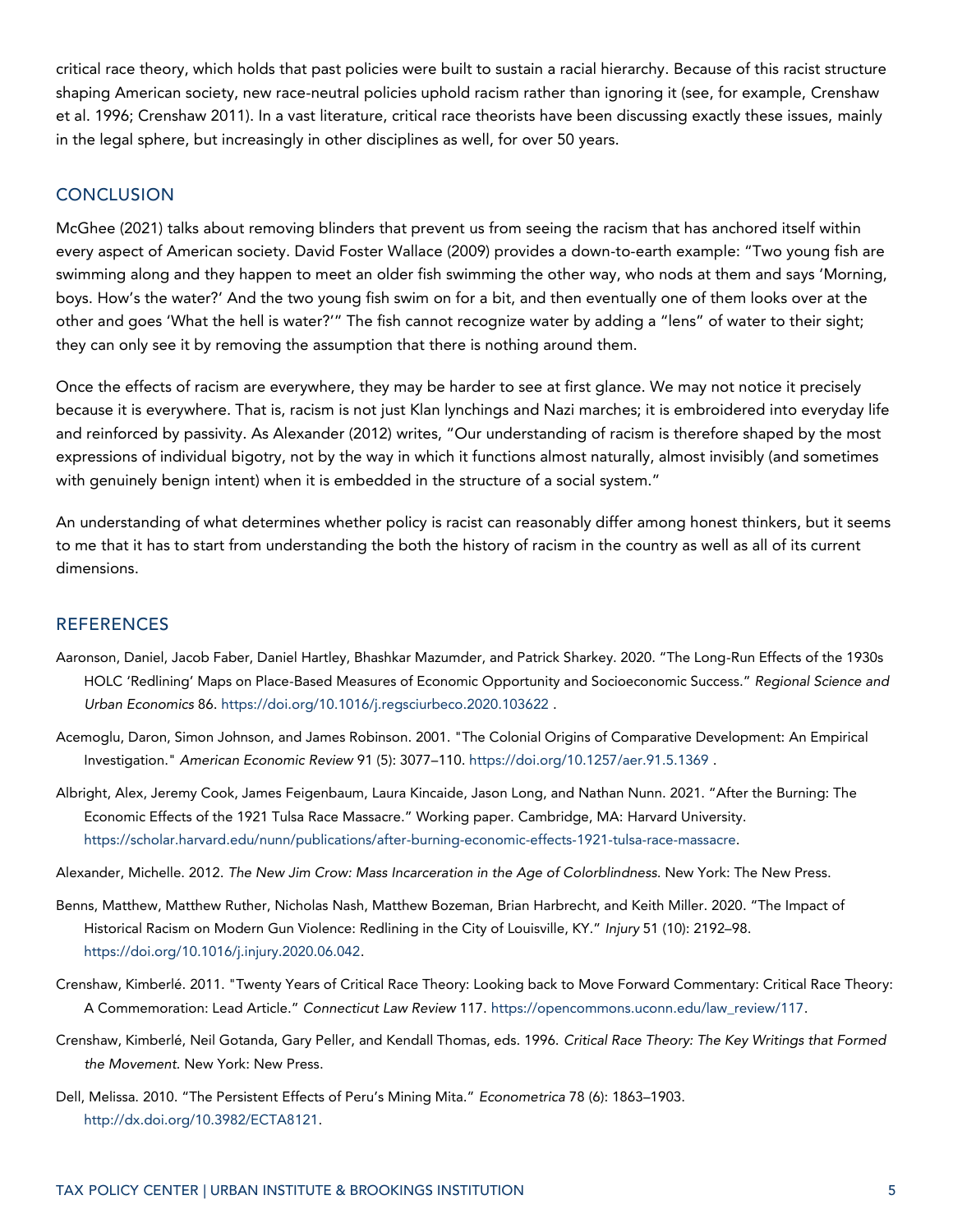critical race theory, which holds that past policies were built to sustain a racial hierarchy. Because of this racist structure shaping American society, new race-neutral policies uphold racism rather than ignoring it (see, for example, Crenshaw et al. 1996; Crenshaw 2011). In a vast literature, critical race theorists have been discussing exactly these issues, mainly in the legal sphere, but increasingly in other disciplines as well, for over 50 years.

## CONCLUSION

McGhee (2021) talks about removing blinders that prevent us from seeing the racism that has anchored itself within every aspect of American society. David Foster Wallace (2009) provides a down-to-earth example: "Two young fish are swimming along and they happen to meet an older fish swimming the other way, who nods at them and says 'Morning, boys. How's the water?' And the two young fish swim on for a bit, and then eventually one of them looks over at the other and goes 'What the hell is water?'" The fish cannot recognize water by adding a "lens" of water to their sight; they can only see it by removing the assumption that there is nothing around them.

Once the effects of racism are everywhere, they may be harder to see at first glance. We may not notice it precisely because it is everywhere. That is, racism is not just Klan lynchings and Nazi marches; it is embroidered into everyday life and reinforced by passivity. As Alexander (2012) writes, "Our understanding of racism is therefore shaped by the most expressions of individual bigotry, not by the way in which it functions almost naturally, almost invisibly (and sometimes with genuinely benign intent) when it is embedded in the structure of a social system."

An understanding of what determines whether policy is racist can reasonably differ among honest thinkers, but it seems to me that it has to start from understanding the both the history of racism in the country as well as all of its current dimensions.

## REFERENCES

Aaronson, Daniel, Jacob Faber, Daniel Hartley, Bhashkar Mazumder, and Patrick Sharkey. 2020. "The Long-Run Effects of the 1930s HOLC 'Redlining' Maps on Place-Based Measures of Economic Opportunity and Socioeconomic Success." *Regional Science and Urban Economics* 86. https://doi.org/10.1016/j.regsciurbeco.2020.103622 .

Acemoglu, Daron, Simon Johnson, and James Robinson. 2001. "The Colonial Origins of Comparative Development: An Empirical Investigation." *American Economic Review* 91 (5): 3077–110. https://doi.org/10.1257/aer.91.5.1369 .

Albright, Alex, Jeremy Cook, James Feigenbaum, Laura Kincaide, Jason Long, and Nathan Nunn. 2021. "After the Burning: The Economic Effects of the 1921 Tulsa Race Massacre." Working paper. Cambridge, MA: Harvard University. https://scholar.harvard.edu/nunn/publications/after-burning-economic-effects-1921-tulsa-race-massacre.

Alexander, Michelle. 2012. *The New Jim Crow: Mass Incarceration in the Age of Colorblindness*. New York: The New Press.

Benns, Matthew, Matthew Ruther, Nicholas Nash, Matthew Bozeman, Brian Harbrecht, and Keith Miller. 2020. "The Impact of Historical Racism on Modern Gun Violence: Redlining in the City of Louisville, KY." *Injury* 51 (10): 2192–98. https://doi.org/10.1016/j.injury.2020.06.042.

Crenshaw, Kimberlé. 2011. "Twenty Years of Critical Race Theory: Looking back to Move Forward Commentary: Critical Race Theory: A Commemoration: Lead Article." *Connecticut Law Review* 117. https://opencommons.uconn.edu/law_review/117.

Crenshaw, Kimberlé, Neil Gotanda, Gary Peller, and Kendall Thomas, eds. 1996. *Critical Race Theory: The Key Writings that Formed the Movement*. New York: New Press.

Dell, Melissa. 2010. "The Persistent Effects of Peru's Mining Mita." *Econometrica* 78 (6): 1863–1903. http://dx.doi.org/10.3982/ECTA8121.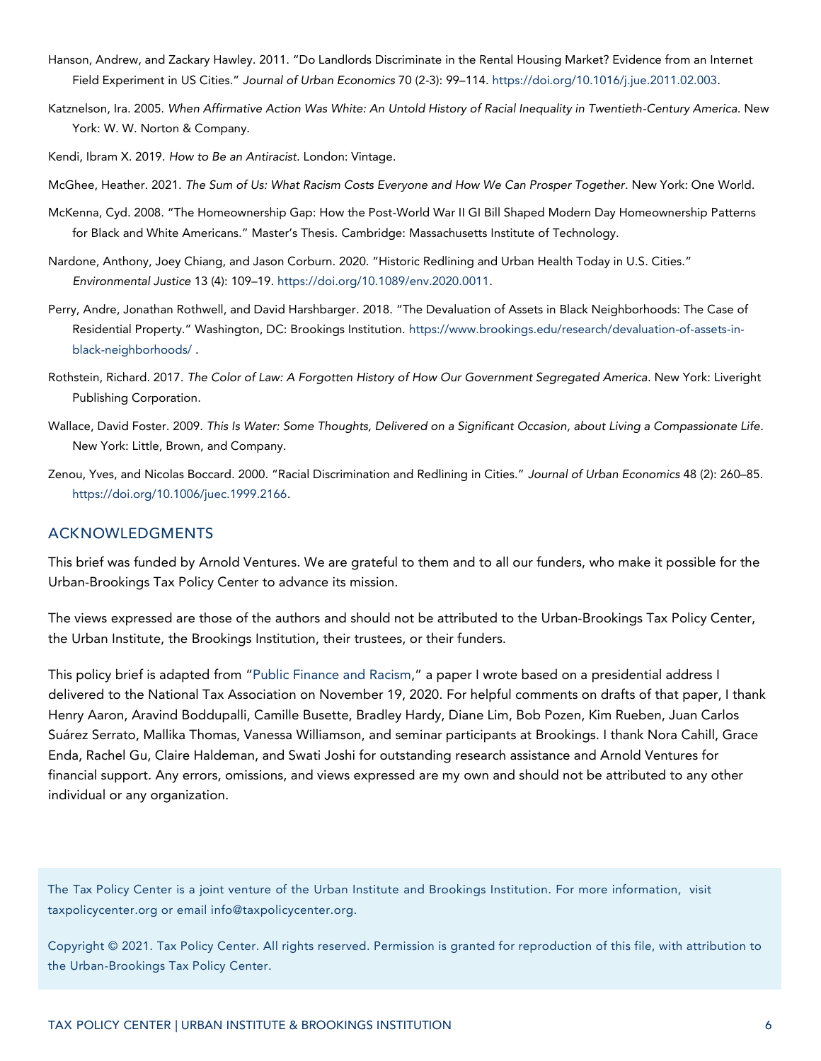Hanson, Andrew, and Zackary Hawley. 2011. "Do Landlords Discriminate in the Rental Housing Market? Evidence from an Internet Field Experiment in US Cities." *Journal of Urban Economics* 70 (2-3): 99–114. https://doi.org/10.1016/j.jue.2011.02.003.

Katznelson, Ira. 2005. *When Affirmative Action Was White: An Untold History of Racial Inequality in Twentieth-Century America*. New York: W. W. Norton & Company.

Kendi, Ibram X. 2019. *How to Be an Antiracist*. London: Vintage.

McGhee, Heather. 2021. *The Sum of Us: What Racism Costs Everyone and How We Can Prosper Together*. New York: One World.

McKenna, Cyd. 2008. "The Homeownership Gap: How the Post-World War II GI Bill Shaped Modern Day Homeownership Patterns for Black and White Americans." Master's Thesis. Cambridge: Massachusetts Institute of Technology.

Nardone, Anthony, Joey Chiang, and Jason Corburn. 2020. "Historic Redlining and Urban Health Today in U.S. Cities." *Environmental Justice* 13 (4): 109–19. https://doi.org/10.1089/env.2020.0011.

Perry, Andre, Jonathan Rothwell, and David Harshbarger. 2018. "The Devaluation of Assets in Black Neighborhoods: The Case of Residential Property." Washington, DC: Brookings Institution. https://www.brookings.edu/research/devaluation-of-assets-in-black-neighborhoods/ .

Rothstein, Richard. 2017. *The Color of Law: A Forgotten History of How Our Government Segregated America*. New York: Liveright Publishing Corporation.

Wallace, David Foster. 2009. *This Is Water: Some Thoughts, Delivered on a Significant Occasion, about Living a Compassionate Life*. New York: Little, Brown, and Company.

Zenou, Yves, and Nicolas Boccard. 2000. "Racial Discrimination and Redlining in Cities." *Journal of Urban Economics* 48 (2): 260–85. https://doi.org/10.1006/juec.1999.2166.

## ACKNOWLEDGMENTS

This brief was funded by Arnold Ventures. We are grateful to them and to all our funders, who make it possible for the Urban-Brookings Tax Policy Center to advance its mission.

The views expressed are those of the authors and should not be attributed to the Urban-Brookings Tax Policy Center, the Urban Institute, the Brookings Institution, their trustees, or their funders.

This policy brief is adapted from "Public Finance and Racism," a paper I wrote based on a presidential address I delivered to the National Tax Association on November 19, 2020. For helpful comments on drafts of that paper, I thank Henry Aaron, Aravind Boddupalli, Camille Busette, Bradley Hardy, Diane Lim, Bob Pozen, Kim Rueben, Juan Carlos Suárez Serrato, Mallika Thomas, Vanessa Williamson, and seminar participants at Brookings. I thank Nora Cahill, Grace Enda, Rachel Gu, Claire Haldeman, and Swati Joshi for outstanding research assistance and Arnold Ventures for financial support. Any errors, omissions, and views expressed are my own and should not be attributed to any other individual or any organization.

The Tax Policy Center is a joint venture of the Urban Institute and Brookings Institution. For more information, visit taxpolicycenter.org or email info@taxpolicycenter.org.

Copyright © 2021. Tax Policy Center. All rights reserved. Permission is granted for reproduction of this file, with attribution to the Urban-Brookings Tax Policy Center.